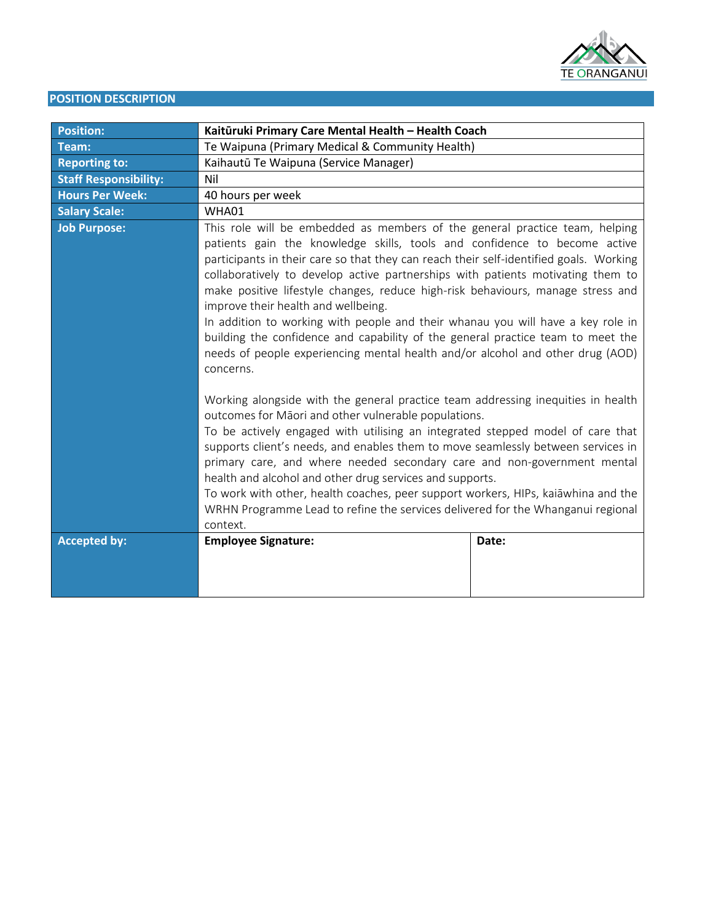## POSITION DESCRIPTION

| | |
|---|---|
| **Position:** | **Kaitūruki Primary Care Mental Health – Health Coach** |
| **Team:** | Te Waipuna (Primary Medical & Community Health) |
| **Reporting to:** | Kaihautū Te Waipuna (Service Manager) |
| **Staff Responsibility:** | Nil |
| **Hours Per Week:** | 40 hours per week |
| **Salary Scale:** | WHA01 |
| **Job Purpose:** | This role will be embedded as members of the general practice team, helping patients gain the knowledge skills, tools and confidence to become active participants in their care so that they can reach their self-identified goals. Working collaboratively to develop active partnerships with patients motivating them to make positive lifestyle changes, reduce high-risk behaviours, manage stress and improve their health and wellbeing.<br>In addition to working with people and their whanau you will have a key role in building the confidence and capability of the general practice team to meet the needs of people experiencing mental health and/or alcohol and other drug (AOD) concerns.<br><br>Working alongside with the general practice team addressing inequities in health outcomes for Māori and other vulnerable populations.<br>To be actively engaged with utilising an integrated stepped model of care that supports client's needs, and enables them to move seamlessly between services in primary care, and where needed secondary care and non-government mental health and alcohol and other drug services and supports.<br>To work with other, health coaches, peer support workers, HIPs, kaiāwhina and the WRHN Programme Lead to refine the services delivered for the Whanganui regional context. |
| **Accepted by:** | **Employee Signature:** &nbsp;&nbsp;&nbsp;&nbsp; **Date:** |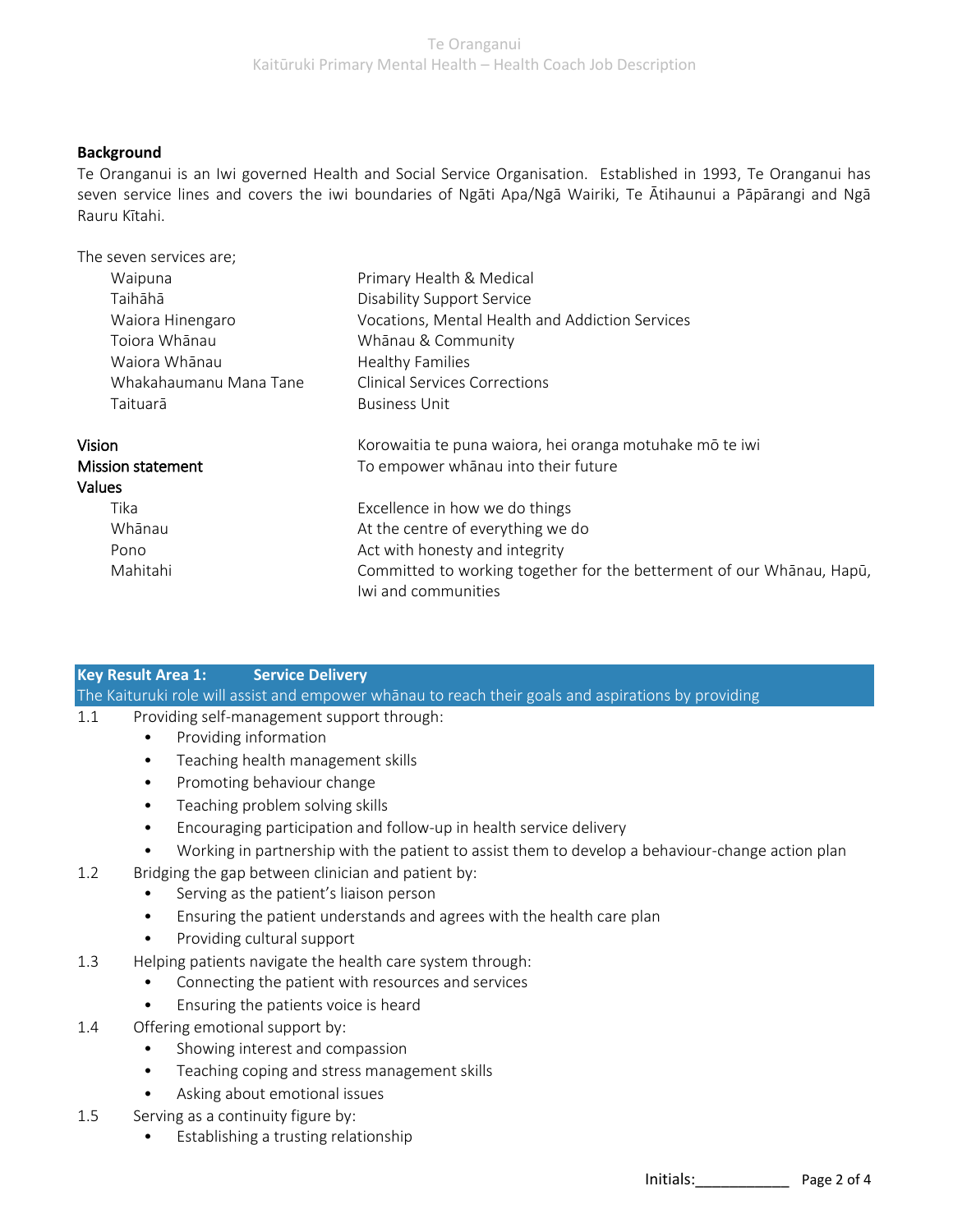### Background

Te Oranganui is an Iwi governed Health and Social Service Organisation. Established in 1993, Te Oranganui has seven service lines and covers the iwi boundaries of Ngāti Apa/Ngā Wairiki, Te Ātihaunui a Pāpārangi and Ngā Rauru Kītahi.

The seven services are;

| | |
|---|---|
| Waipuna | Primary Health & Medical |
| Taihāhā | Disability Support Service |
| Waiora Hinengaro | Vocations, Mental Health and Addiction Services |
| Toiora Whānau | Whānau & Community |
| Waiora Whānau | Healthy Families |
| Whakahaumanu Mana Tane | Clinical Services Corrections |
| Taituarā | Business Unit |

**Vision** — Korowaitia te puna waiora, hei oranga motuhake mō te iwi

**Mission statement** — To empower whānau into their future

**Values**

| | |
|---|---|
| Tika | Excellence in how we do things |
| Whānau | At the centre of everything we do |
| Pono | Act with honesty and integrity |
| Mahitahi | Committed to working together for the betterment of our Whānau, Hapū, Iwi and communities |

### Key Result Area 1: Service Delivery

The Kaituruki role will assist and empower whānau to reach their goals and aspirations by providing

1.1 Providing self-management support through:
- Providing information
- Teaching health management skills
- Promoting behaviour change
- Teaching problem solving skills
- Encouraging participation and follow-up in health service delivery
- Working in partnership with the patient to assist them to develop a behaviour-change action plan

1.2 Bridging the gap between clinician and patient by:
- Serving as the patient's liaison person
- Ensuring the patient understands and agrees with the health care plan
- Providing cultural support

1.3 Helping patients navigate the health care system through:
- Connecting the patient with resources and services
- Ensuring the patients voice is heard

1.4 Offering emotional support by:
- Showing interest and compassion
- Teaching coping and stress management skills
- Asking about emotional issues

1.5 Serving as a continuity figure by:
- Establishing a trusting relationship

Initials:___________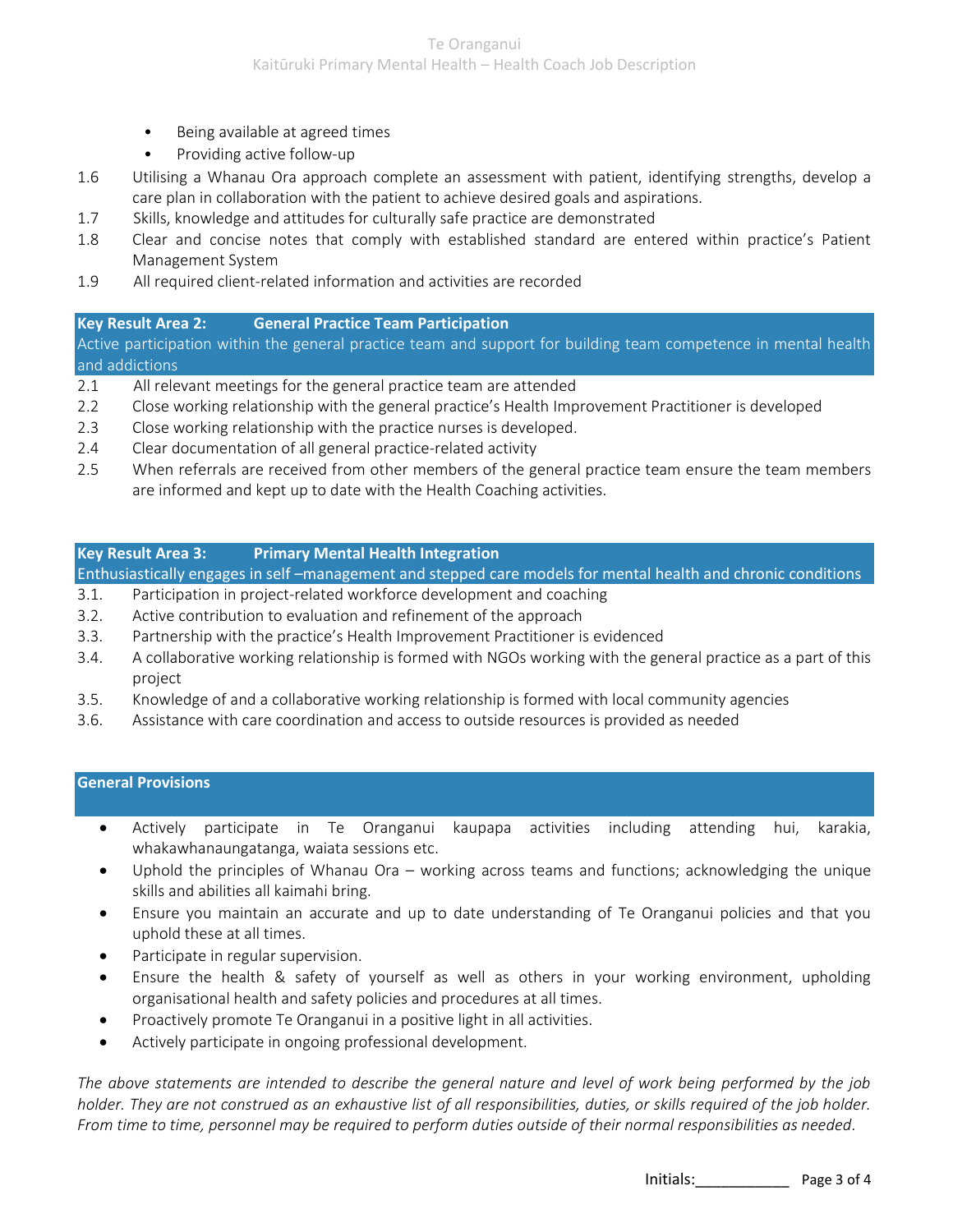- Being available at agreed times
- Providing active follow-up

1.6 Utilising a Whanau Ora approach complete an assessment with patient, identifying strengths, develop a care plan in collaboration with the patient to achieve desired goals and aspirations.

1.7 Skills, knowledge and attitudes for culturally safe practice are demonstrated

1.8 Clear and concise notes that comply with established standard are entered within practice's Patient Management System

1.9 All required client-related information and activities are recorded

## Key Result Area 2: General Practice Team Participation

Active participation within the general practice team and support for building team competence in mental health and addictions

2.1 All relevant meetings for the general practice team are attended

2.2 Close working relationship with the general practice's Health Improvement Practitioner is developed

2.3 Close working relationship with the practice nurses is developed.

2.4 Clear documentation of all general practice-related activity

2.5 When referrals are received from other members of the general practice team ensure the team members are informed and kept up to date with the Health Coaching activities.

## Key Result Area 3: Primary Mental Health Integration

Enthusiastically engages in self –management and stepped care models for mental health and chronic conditions

3.1. Participation in project-related workforce development and coaching

3.2. Active contribution to evaluation and refinement of the approach

3.3. Partnership with the practice's Health Improvement Practitioner is evidenced

3.4. A collaborative working relationship is formed with NGOs working with the general practice as a part of this project

3.5. Knowledge of and a collaborative working relationship is formed with local community agencies

3.6. Assistance with care coordination and access to outside resources is provided as needed

## General Provisions

- Actively participate in Te Oranganui kaupapa activities including attending hui, karakia, whakawhanaungatanga, waiata sessions etc.
- Uphold the principles of Whanau Ora – working across teams and functions; acknowledging the unique skills and abilities all kaimahi bring.
- Ensure you maintain an accurate and up to date understanding of Te Oranganui policies and that you uphold these at all times.
- Participate in regular supervision.
- Ensure the health & safety of yourself as well as others in your working environment, upholding organisational health and safety policies and procedures at all times.
- Proactively promote Te Oranganui in a positive light in all activities.
- Actively participate in ongoing professional development.

*The above statements are intended to describe the general nature and level of work being performed by the job holder. They are not construed as an exhaustive list of all responsibilities, duties, or skills required of the job holder. From time to time, personnel may be required to perform duties outside of their normal responsibilities as needed.*

Initials:___________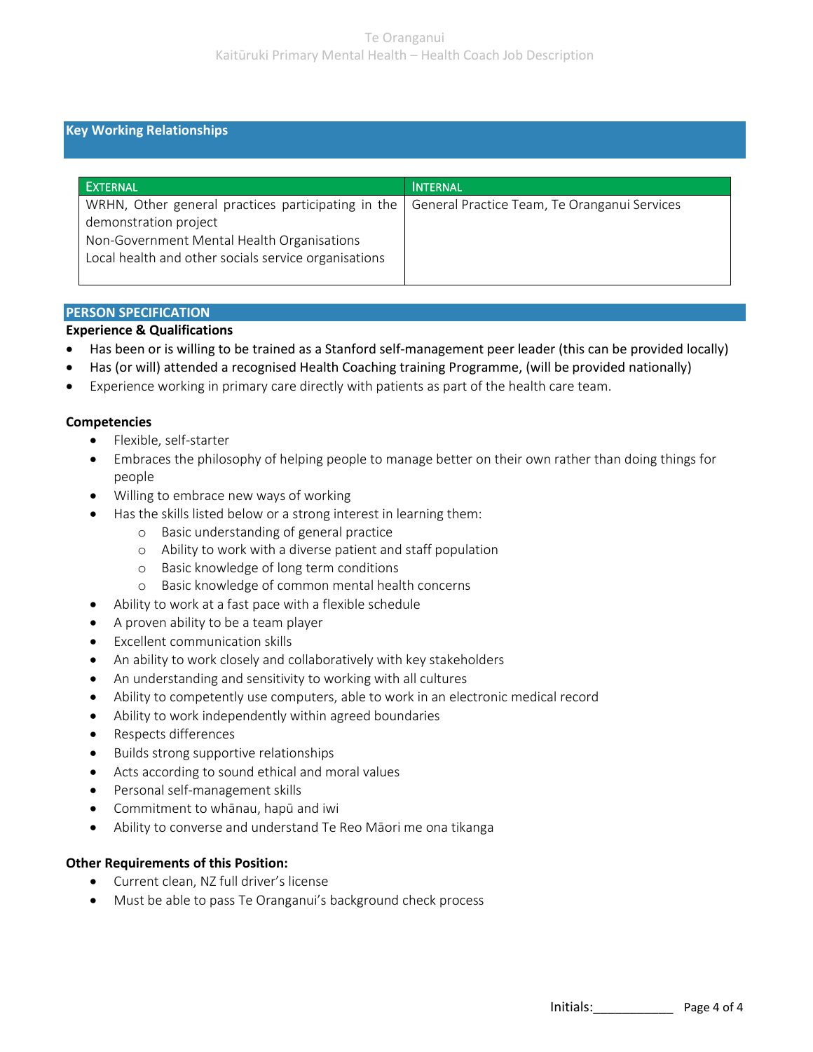## Key Working Relationships

| External | Internal |
|---|---|
| WRHN, Other general practices participating in the demonstration project<br>Non-Government Mental Health Organisations<br>Local health and other socials service organisations | General Practice Team, Te Oranganui Services |

## PERSON SPECIFICATION

**Experience & Qualifications**

- Has been or is willing to be trained as a Stanford self-management peer leader (this can be provided locally)
- Has (or will) attended a recognised Health Coaching training Programme, (will be provided nationally)
- Experience working in primary care directly with patients as part of the health care team.

**Competencies**

- Flexible, self-starter
- Embraces the philosophy of helping people to manage better on their own rather than doing things for people
- Willing to embrace new ways of working
- Has the skills listed below or a strong interest in learning them:
  - Basic understanding of general practice
  - Ability to work with a diverse patient and staff population
  - Basic knowledge of long term conditions
  - Basic knowledge of common mental health concerns
- Ability to work at a fast pace with a flexible schedule
- A proven ability to be a team player
- Excellent communication skills
- An ability to work closely and collaboratively with key stakeholders
- An understanding and sensitivity to working with all cultures
- Ability to competently use computers, able to work in an electronic medical record
- Ability to work independently within agreed boundaries
- Respects differences
- Builds strong supportive relationships
- Acts according to sound ethical and moral values
- Personal self-management skills
- Commitment to whānau, hapū and iwi
- Ability to converse and understand Te Reo Māori me ona tikanga

**Other Requirements of this Position:**

- Current clean, NZ full driver's license
- Must be able to pass Te Oranganui's background check process

Initials:___________